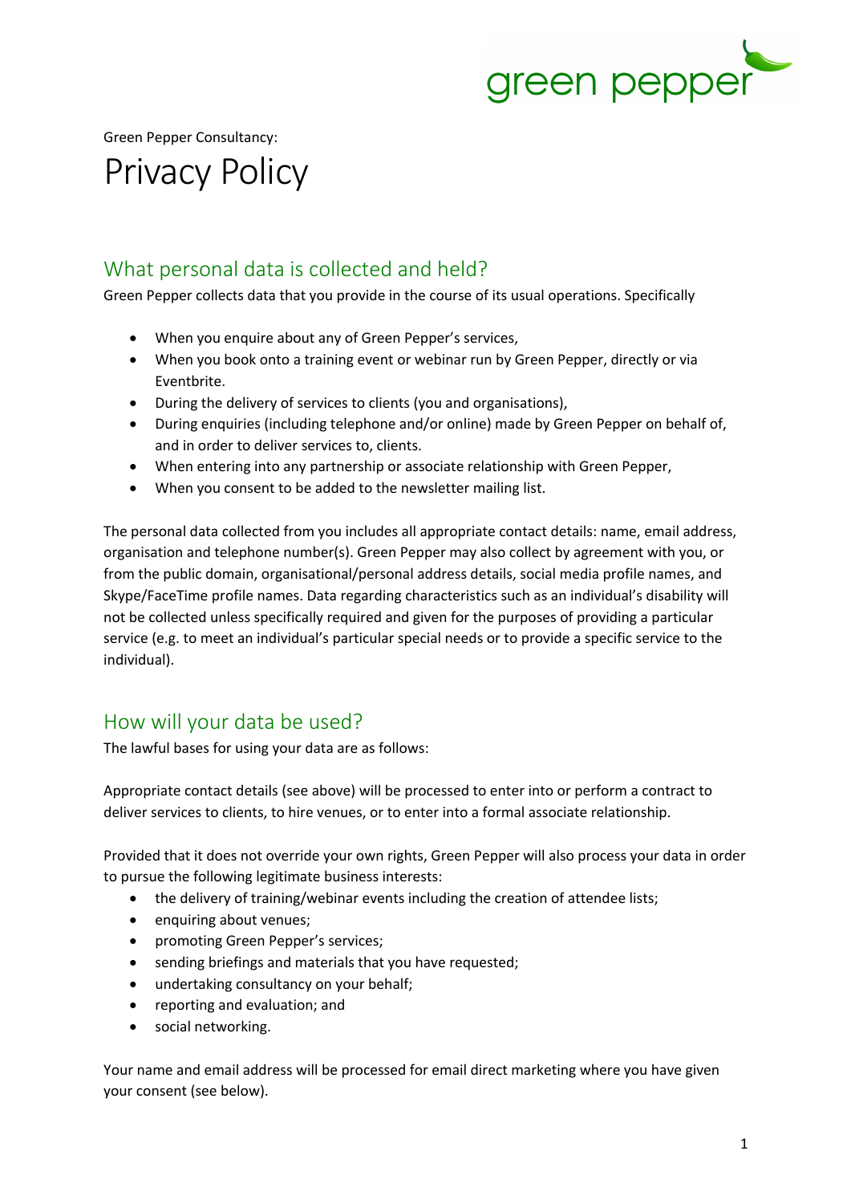green pepper

Green Pepper Consultancy:

# Privacy Policy

## What personal data is collected and held?

Green Pepper collects data that you provide in the course of its usual operations. Specifically

- When you enquire about any of Green Pepper's services,
- When you book onto a training event or webinar run by Green Pepper, directly or via Eventbrite.
- During the delivery of services to clients (you and organisations),
- During enquiries (including telephone and/or online) made by Green Pepper on behalf of, and in order to deliver services to, clients.
- When entering into any partnership or associate relationship with Green Pepper,
- When you consent to be added to the newsletter mailing list.

The personal data collected from you includes all appropriate contact details: name, email address, organisation and telephone number(s). Green Pepper may also collect by agreement with you, or from the public domain, organisational/personal address details, social media profile names, and Skype/FaceTime profile names. Data regarding characteristics such as an individual's disability will not be collected unless specifically required and given for the purposes of providing a particular service (e.g. to meet an individual's particular special needs or to provide a specific service to the individual).

## How will your data be used?

The lawful bases for using your data are as follows:

Appropriate contact details (see above) will be processed to enter into or perform a contract to deliver services to clients, to hire venues, or to enter into a formal associate relationship.

Provided that it does not override your own rights, Green Pepper will also process your data in order to pursue the following legitimate business interests:

- the delivery of training/webinar events including the creation of attendee lists;
- enquiring about venues;
- promoting Green Pepper's services;
- sending briefings and materials that you have requested;
- undertaking consultancy on your behalf;
- reporting and evaluation; and
- social networking.

Your name and email address will be processed for email direct marketing where you have given your consent (see below).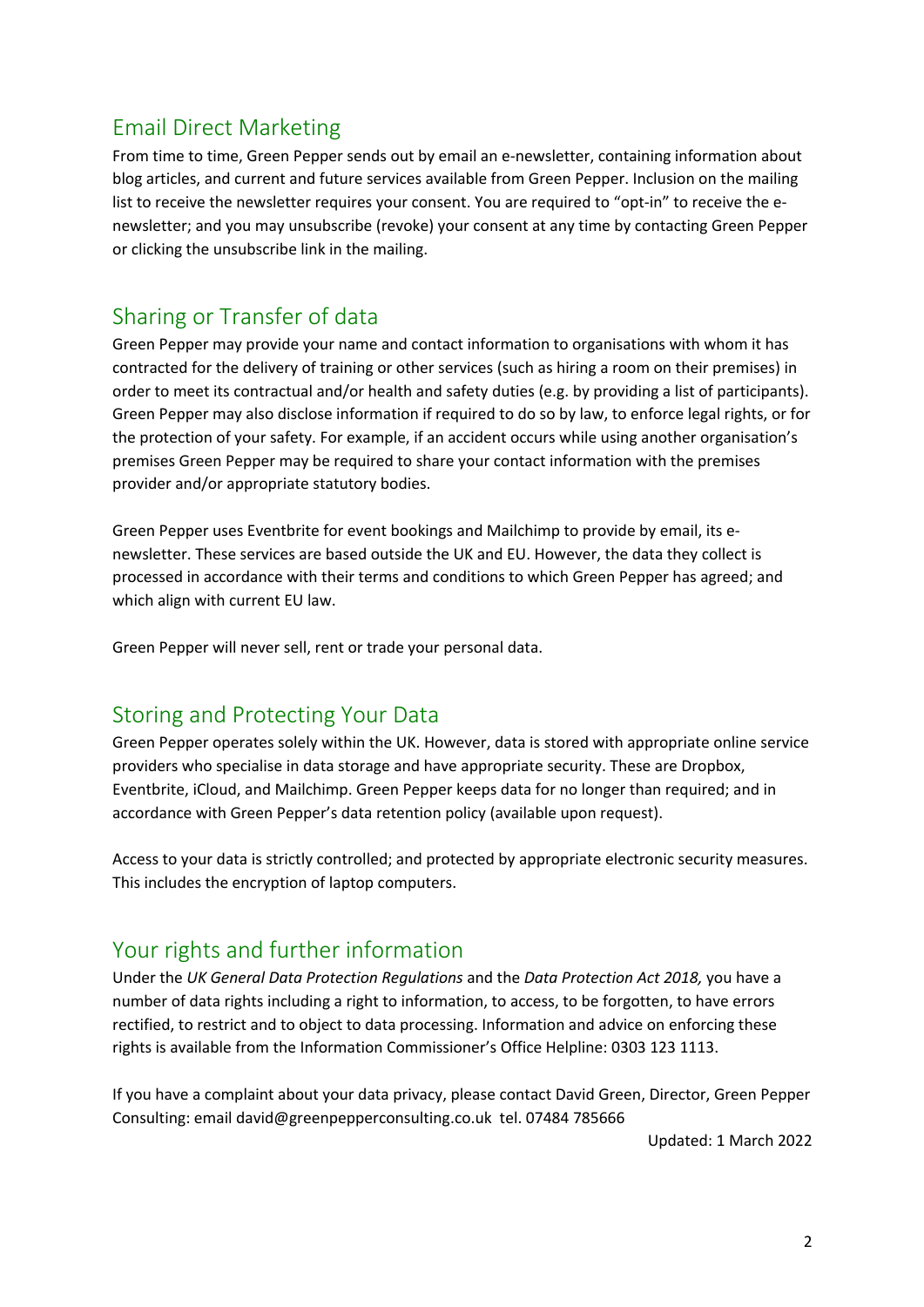## Email Direct Marketing

From time to time, Green Pepper sends out by email an e-newsletter, containing information about blog articles, and current and future services available from Green Pepper. Inclusion on the mailing list to receive the newsletter requires your consent. You are required to "opt-in" to receive the e-newsletter; and you may unsubscribe (revoke) your consent at any time by contacting Green Pepper or clicking the unsubscribe link in the mailing.

## Sharing or Transfer of data

Green Pepper may provide your name and contact information to organisations with whom it has contracted for the delivery of training or other services (such as hiring a room on their premises) in order to meet its contractual and/or health and safety duties (e.g. by providing a list of participants). Green Pepper may also disclose information if required to do so by law, to enforce legal rights, or for the protection of your safety. For example, if an accident occurs while using another organisation's premises Green Pepper may be required to share your contact information with the premises provider and/or appropriate statutory bodies.

Green Pepper uses Eventbrite for event bookings and Mailchimp to provide by email, its e-newsletter. These services are based outside the UK and EU. However, the data they collect is processed in accordance with their terms and conditions to which Green Pepper has agreed; and which align with current EU law.

Green Pepper will never sell, rent or trade your personal data.

## Storing and Protecting Your Data

Green Pepper operates solely within the UK. However, data is stored with appropriate online service providers who specialise in data storage and have appropriate security. These are Dropbox, Eventbrite, iCloud, and Mailchimp. Green Pepper keeps data for no longer than required; and in accordance with Green Pepper's data retention policy (available upon request).

Access to your data is strictly controlled; and protected by appropriate electronic security measures. This includes the encryption of laptop computers.

## Your rights and further information

Under the *UK General Data Protection Regulations* and the *Data Protection Act 2018,* you have a number of data rights including a right to information, to access, to be forgotten, to have errors rectified, to restrict and to object to data processing. Information and advice on enforcing these rights is available from the Information Commissioner's Office Helpline: 0303 123 1113.

If you have a complaint about your data privacy, please contact David Green, Director, Green Pepper Consulting: email david@greenpepperconsulting.co.uk tel. 07484 785666

Updated: 1 March 2022